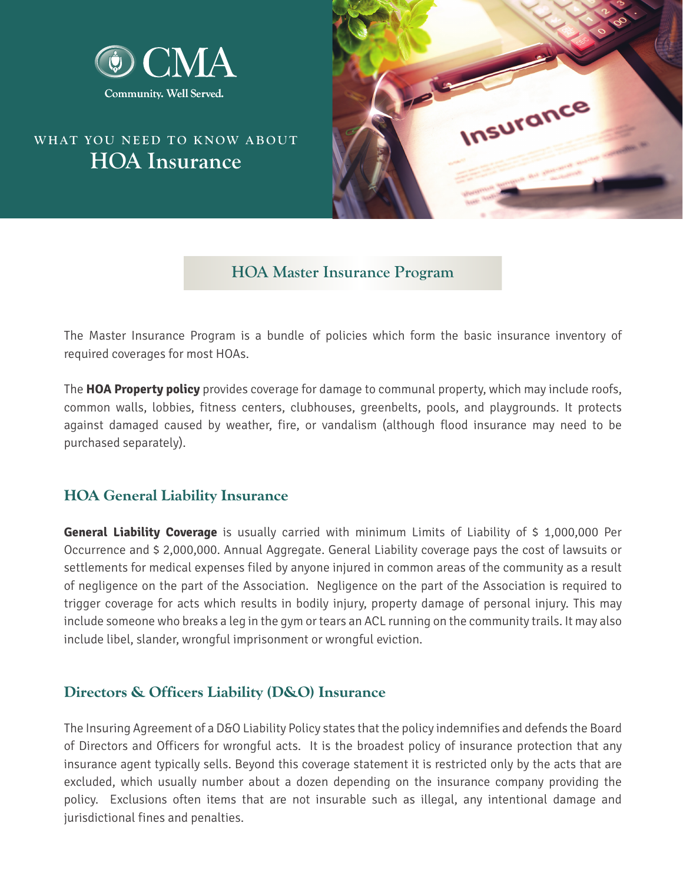CMA

Community. Well Served.

WHAT YOU NEED TO KNOW ABOUT

# HOA Insurance

## HOA Master Insurance Program

The Master Insurance Program is a bundle of policies which form the basic insurance inventory of required coverages for most HOAs.

The **HOA Property policy** provides coverage for damage to communal property, which may include roofs, common walls, lobbies, fitness centers, clubhouses, greenbelts, pools, and playgrounds. It protects against damaged caused by weather, fire, or vandalism (although flood insurance may need to be purchased separately).

## HOA General Liability Insurance

**General Liability Coverage** is usually carried with minimum Limits of Liability of $ 1,000,000 Per Occurrence and $ 2,000,000. Annual Aggregate. General Liability coverage pays the cost of lawsuits or settlements for medical expenses filed by anyone injured in common areas of the community as a result of negligence on the part of the Association. Negligence on the part of the Association is required to trigger coverage for acts which results in bodily injury, property damage of personal injury. This may include someone who breaks a leg in the gym or tears an ACL running on the community trails. It may also include libel, slander, wrongful imprisonment or wrongful eviction.

## Directors & Officers Liability (D&O) Insurance

The Insuring Agreement of a D&O Liability Policy states that the policy indemnifies and defends the Board of Directors and Officers for wrongful acts. It is the broadest policy of insurance protection that any insurance agent typically sells. Beyond this coverage statement it is restricted only by the acts that are excluded, which usually number about a dozen depending on the insurance company providing the policy. Exclusions often items that are not insurable such as illegal, any intentional damage and jurisdictional fines and penalties.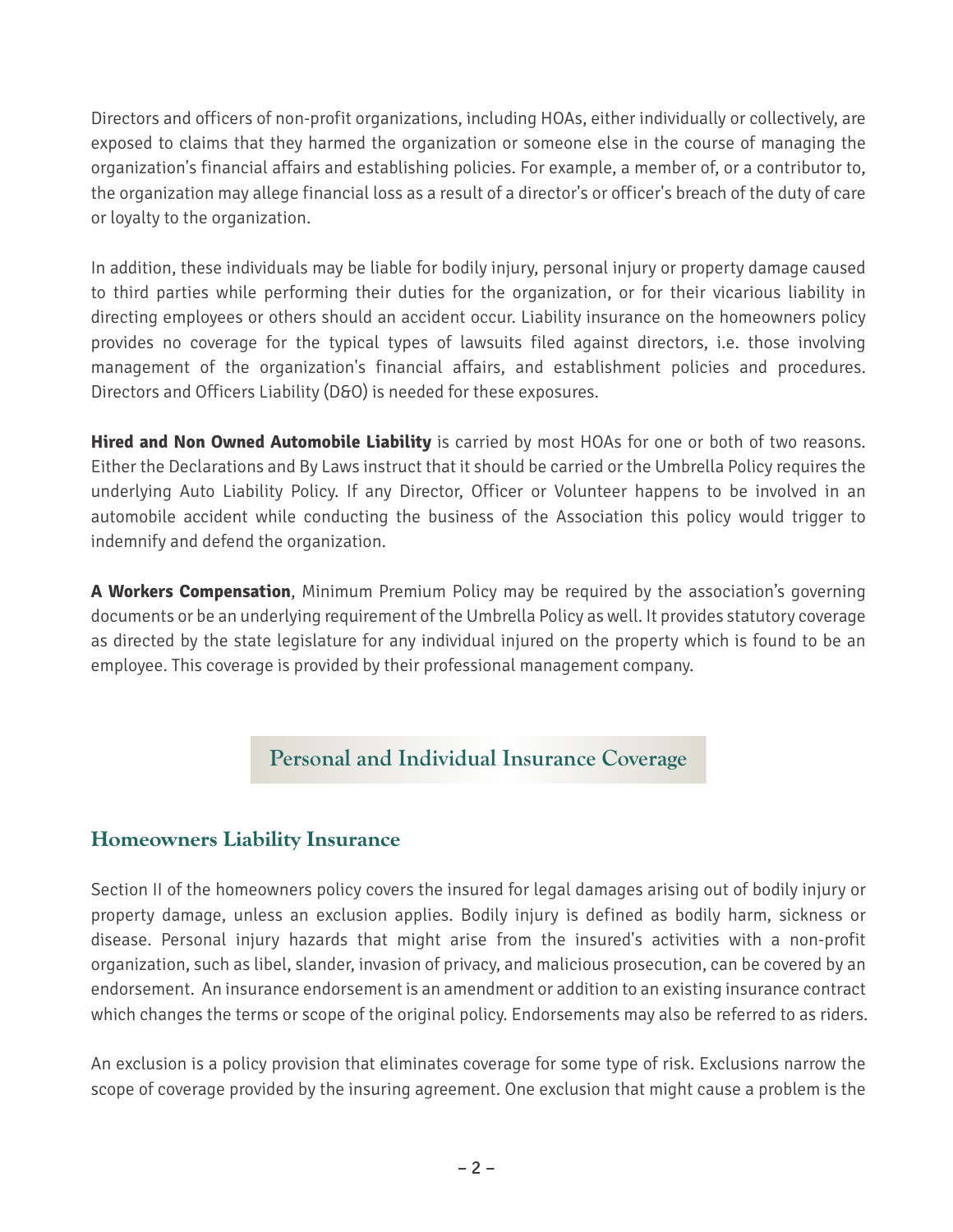Directors and officers of non-profit organizations, including HOAs, either individually or collectively, are exposed to claims that they harmed the organization or someone else in the course of managing the organization's financial affairs and establishing policies. For example, a member of, or a contributor to, the organization may allege financial loss as a result of a director's or officer's breach of the duty of care or loyalty to the organization.

In addition, these individuals may be liable for bodily injury, personal injury or property damage caused to third parties while performing their duties for the organization, or for their vicarious liability in directing employees or others should an accident occur. Liability insurance on the homeowners policy provides no coverage for the typical types of lawsuits filed against directors, i.e. those involving management of the organization's financial affairs, and establishment policies and procedures. Directors and Officers Liability (D&O) is needed for these exposures.

**Hired and Non Owned Automobile Liability** is carried by most HOAs for one or both of two reasons. Either the Declarations and By Laws instruct that it should be carried or the Umbrella Policy requires the underlying Auto Liability Policy. If any Director, Officer or Volunteer happens to be involved in an automobile accident while conducting the business of the Association this policy would trigger to indemnify and defend the organization.

**A Workers Compensation**, Minimum Premium Policy may be required by the association's governing documents or be an underlying requirement of the Umbrella Policy as well. It provides statutory coverage as directed by the state legislature for any individual injured on the property which is found to be an employee. This coverage is provided by their professional management company.

## Personal and Individual Insurance Coverage

### Homeowners Liability Insurance

Section II of the homeowners policy covers the insured for legal damages arising out of bodily injury or property damage, unless an exclusion applies. Bodily injury is defined as bodily harm, sickness or disease. Personal injury hazards that might arise from the insured's activities with a non-profit organization, such as libel, slander, invasion of privacy, and malicious prosecution, can be covered by an endorsement. An insurance endorsement is an amendment or addition to an existing insurance contract which changes the terms or scope of the original policy. Endorsements may also be referred to as riders.

An exclusion is a policy provision that eliminates coverage for some type of risk. Exclusions narrow the scope of coverage provided by the insuring agreement. One exclusion that might cause a problem is the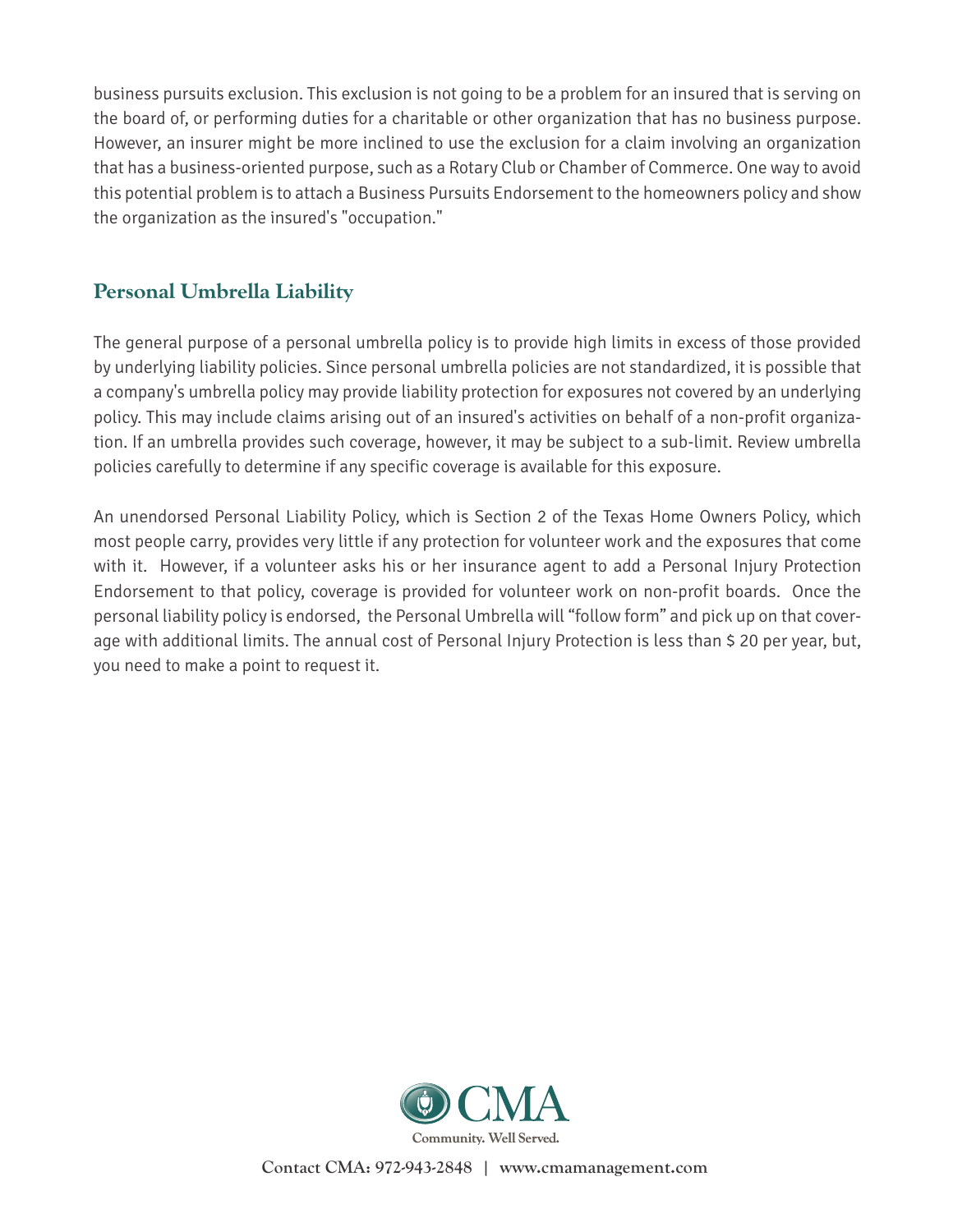business pursuits exclusion. This exclusion is not going to be a problem for an insured that is serving on the board of, or performing duties for a charitable or other organization that has no business purpose. However, an insurer might be more inclined to use the exclusion for a claim involving an organization that has a business-oriented purpose, such as a Rotary Club or Chamber of Commerce. One way to avoid this potential problem is to attach a Business Pursuits Endorsement to the homeowners policy and show the organization as the insured's "occupation."

## Personal Umbrella Liability

The general purpose of a personal umbrella policy is to provide high limits in excess of those provided by underlying liability policies. Since personal umbrella policies are not standardized, it is possible that a company's umbrella policy may provide liability protection for exposures not covered by an underlying policy. This may include claims arising out of an insured's activities on behalf of a non-profit organization. If an umbrella provides such coverage, however, it may be subject to a sub-limit. Review umbrella policies carefully to determine if any specific coverage is available for this exposure.

An unendorsed Personal Liability Policy, which is Section 2 of the Texas Home Owners Policy, which most people carry, provides very little if any protection for volunteer work and the exposures that come with it. However, if a volunteer asks his or her insurance agent to add a Personal Injury Protection Endorsement to that policy, coverage is provided for volunteer work on non-profit boards. Once the personal liability policy is endorsed, the Personal Umbrella will "follow form" and pick up on that coverage with additional limits. The annual cost of Personal Injury Protection is less than $ 20 per year, but, you need to make a point to request it.

CMA

Community. Well Served.

Contact CMA: 972-943-2848 | www.cmamanagement.com